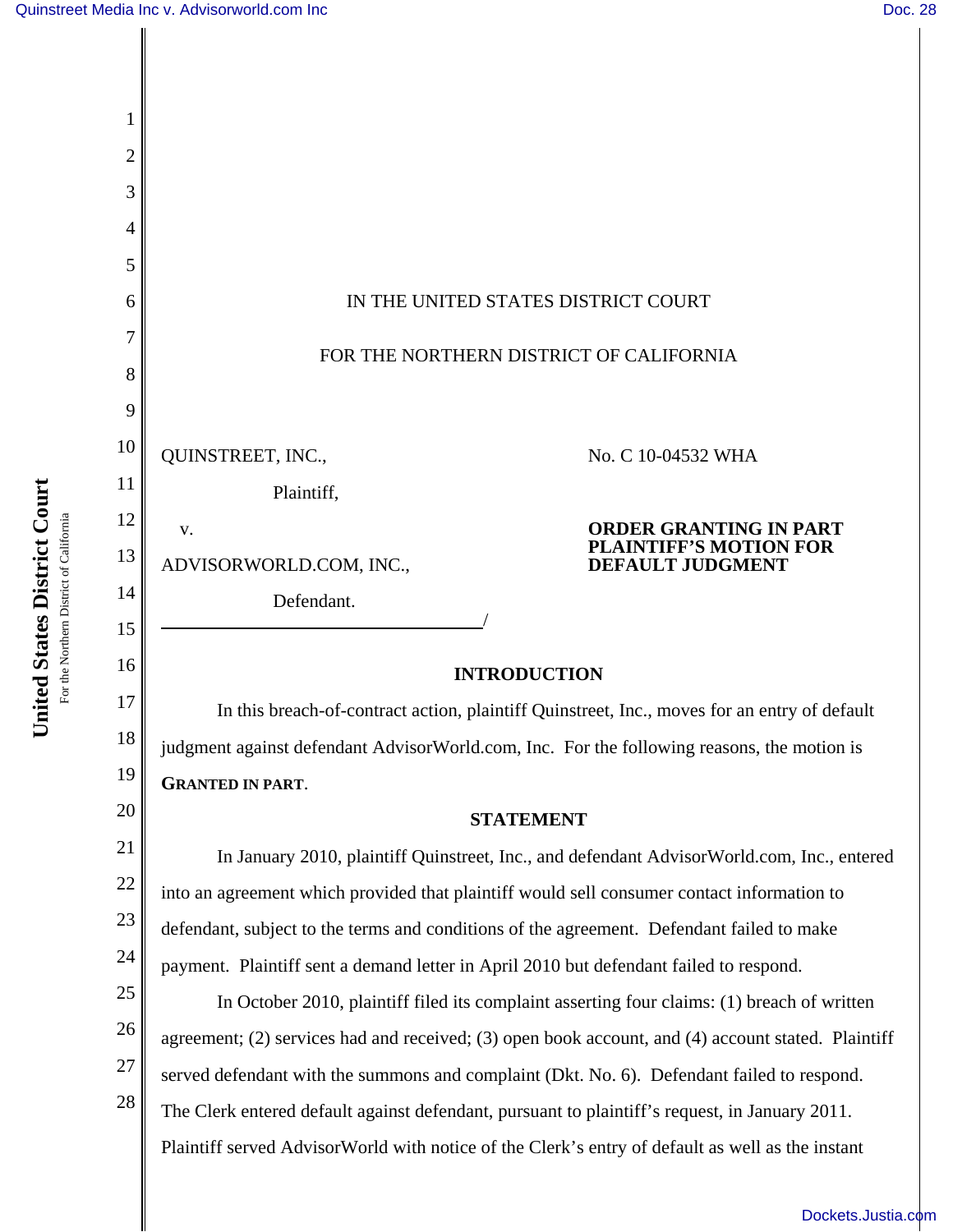IN THE UNITED STATES DISTRICT COURT

FOR THE NORTHERN DISTRICT OF CALIFORNIA

QUINSTREET, INC.,

Plaintiff,

v.

ADVISORWORLD.COM, INC.,

Defendant.

/

No. C 10-04532 WHA

**ORDER GRANTING IN PART PLAINTIFF'S MOTION FOR DEFAULT JUDGMENT**

## INTRODUCTION

In this breach-of-contract action, plaintiff Quinstreet, Inc., moves for an entry of default judgment against defendant AdvisorWorld.com, Inc. For the following reasons, the motion is **GRANTED IN PART**.

## STATEMENT

In January 2010, plaintiff Quinstreet, Inc., and defendant AdvisorWorld.com, Inc., entered into an agreement which provided that plaintiff would sell consumer contact information to defendant, subject to the terms and conditions of the agreement. Defendant failed to make payment. Plaintiff sent a demand letter in April 2010 but defendant failed to respond.

In October 2010, plaintiff filed its complaint asserting four claims: (1) breach of written agreement; (2) services had and received; (3) open book account, and (4) account stated. Plaintiff served defendant with the summons and complaint (Dkt. No. 6). Defendant failed to respond. The Clerk entered default against defendant, pursuant to plaintiff's request, in January 2011. Plaintiff served AdvisorWorld with notice of the Clerk's entry of default as well as the instant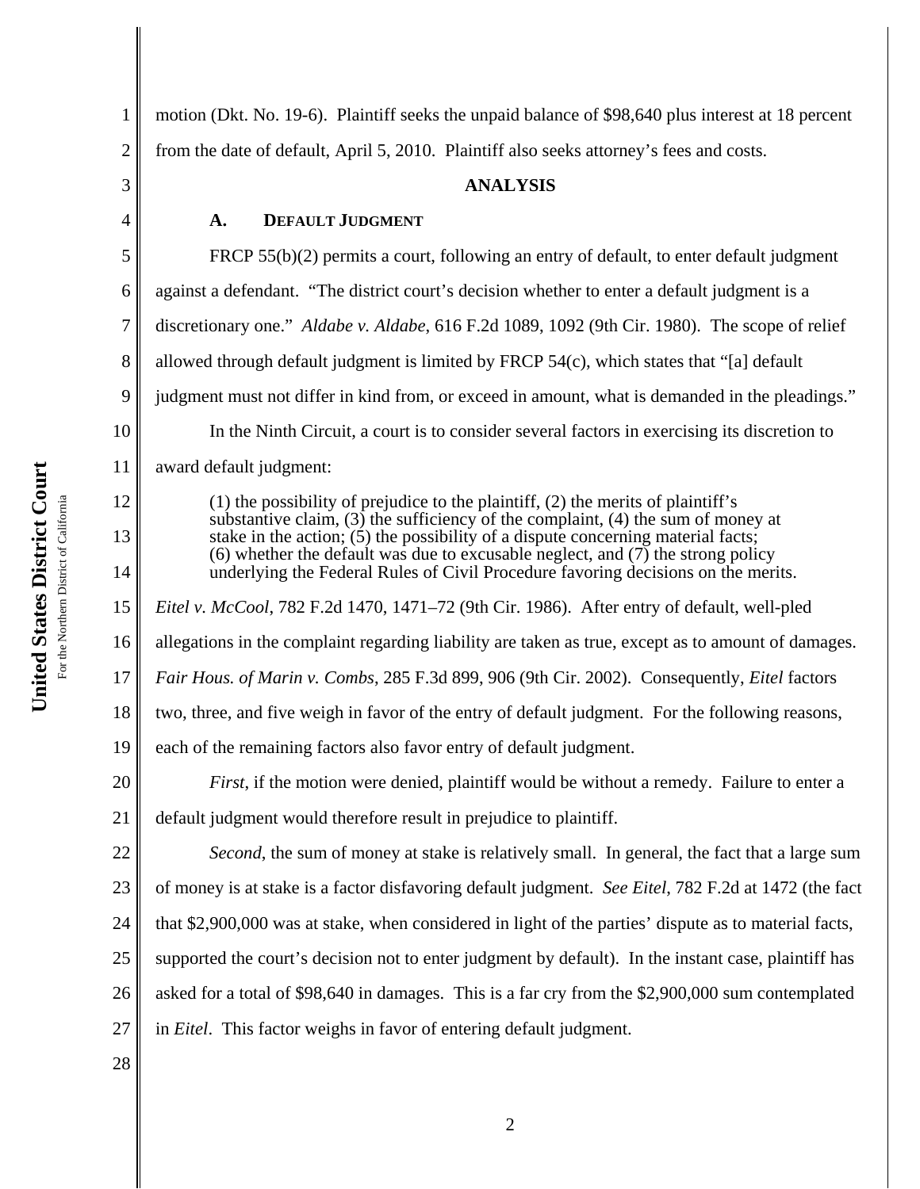motion (Dkt. No. 19-6). Plaintiff seeks the unpaid balance of $98,640 plus interest at 18 percent from the date of default, April 5, 2010. Plaintiff also seeks attorney's fees and costs.

## ANALYSIS

### A. DEFAULT JUDGMENT

FRCP 55(b)(2) permits a court, following an entry of default, to enter default judgment against a defendant. "The district court's decision whether to enter a default judgment is a discretionary one." *Aldabe v. Aldabe*, 616 F.2d 1089, 1092 (9th Cir. 1980). The scope of relief allowed through default judgment is limited by FRCP 54(c), which states that "[a] default judgment must not differ in kind from, or exceed in amount, what is demanded in the pleadings."

In the Ninth Circuit, a court is to consider several factors in exercising its discretion to award default judgment:

> (1) the possibility of prejudice to the plaintiff, (2) the merits of plaintiff's substantive claim, (3) the sufficiency of the complaint, (4) the sum of money at stake in the action; (5) the possibility of a dispute concerning material facts; (6) whether the default was due to excusable neglect, and (7) the strong policy underlying the Federal Rules of Civil Procedure favoring decisions on the merits.

*Eitel v. McCool*, 782 F.2d 1470, 1471–72 (9th Cir. 1986). After entry of default, well-pled allegations in the complaint regarding liability are taken as true, except as to amount of damages. *Fair Hous. of Marin v. Combs*, 285 F.3d 899, 906 (9th Cir. 2002). Consequently, *Eitel* factors two, three, and five weigh in favor of the entry of default judgment. For the following reasons, each of the remaining factors also favor entry of default judgment.

*First*, if the motion were denied, plaintiff would be without a remedy. Failure to enter a default judgment would therefore result in prejudice to plaintiff.

*Second*, the sum of money at stake is relatively small. In general, the fact that a large sum of money is at stake is a factor disfavoring default judgment. *See Eitel*, 782 F.2d at 1472 (the fact that $2,900,000 was at stake, when considered in light of the parties' dispute as to material facts, supported the court's decision not to enter judgment by default). In the instant case, plaintiff has asked for a total of $98,640 in damages. This is a far cry from the $2,900,000 sum contemplated in *Eitel*. This factor weighs in favor of entering default judgment.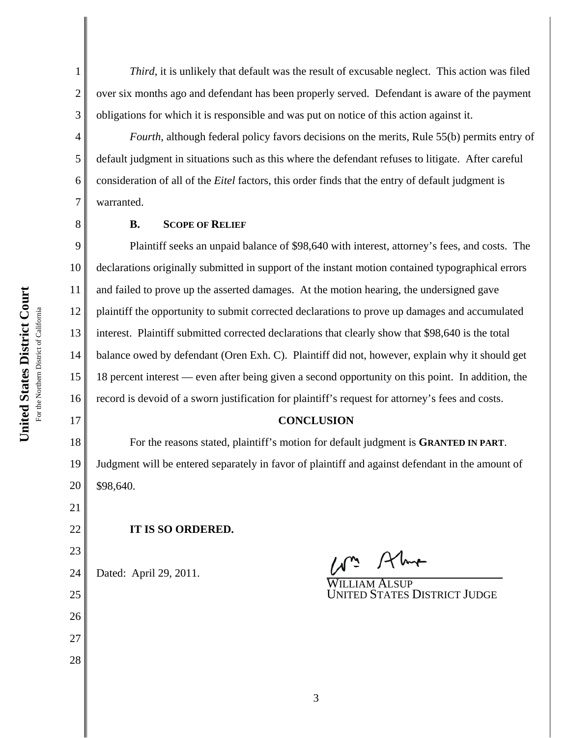*Third*, it is unlikely that default was the result of excusable neglect. This action was filed over six months ago and defendant has been properly served. Defendant is aware of the payment obligations for which it is responsible and was put on notice of this action against it.

*Fourth*, although federal policy favors decisions on the merits, Rule 55(b) permits entry of default judgment in situations such as this where the defendant refuses to litigate. After careful consideration of all of the *Eitel* factors, this order finds that the entry of default judgment is warranted.

### B. SCOPE OF RELIEF

Plaintiff seeks an unpaid balance of $98,640 with interest, attorney's fees, and costs. The declarations originally submitted in support of the instant motion contained typographical errors and failed to prove up the asserted damages. At the motion hearing, the undersigned gave plaintiff the opportunity to submit corrected declarations to prove up damages and accumulated interest. Plaintiff submitted corrected declarations that clearly show that $98,640 is the total balance owed by defendant (Oren Exh. C). Plaintiff did not, however, explain why it should get 18 percent interest — even after being given a second opportunity on this point. In addition, the record is devoid of a sworn justification for plaintiff's request for attorney's fees and costs.

## CONCLUSION

For the reasons stated, plaintiff's motion for default judgment is **GRANTED IN PART**. Judgment will be entered separately in favor of plaintiff and against defendant in the amount of $98,640.

**IT IS SO ORDERED.**

Dated: April 29, 2011.

WILLIAM ALSUP
UNITED STATES DISTRICT JUDGE